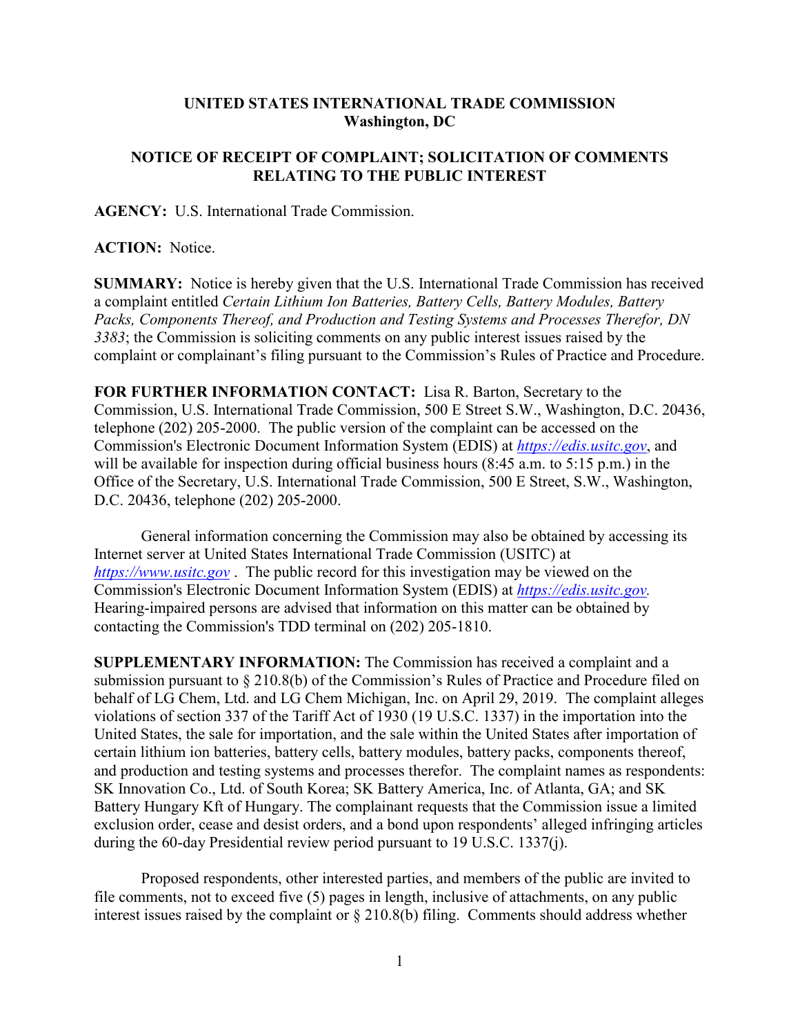**UNITED STATES INTERNATIONAL TRADE COMMISSION**
**Washington, DC**

**NOTICE OF RECEIPT OF COMPLAINT; SOLICITATION OF COMMENTS RELATING TO THE PUBLIC INTEREST**

**AGENCY:** U.S. International Trade Commission.

**ACTION:** Notice.

**SUMMARY:** Notice is hereby given that the U.S. International Trade Commission has received a complaint entitled *Certain Lithium Ion Batteries, Battery Cells, Battery Modules, Battery Packs, Components Thereof, and Production and Testing Systems and Processes Therefor, DN 3383*; the Commission is soliciting comments on any public interest issues raised by the complaint or complainant's filing pursuant to the Commission's Rules of Practice and Procedure.

**FOR FURTHER INFORMATION CONTACT:** Lisa R. Barton, Secretary to the Commission, U.S. International Trade Commission, 500 E Street S.W., Washington, D.C. 20436, telephone (202) 205-2000. The public version of the complaint can be accessed on the Commission's Electronic Document Information System (EDIS) at *https://edis.usitc.gov*, and will be available for inspection during official business hours (8:45 a.m. to 5:15 p.m.) in the Office of the Secretary, U.S. International Trade Commission, 500 E Street, S.W., Washington, D.C. 20436, telephone (202) 205-2000.

General information concerning the Commission may also be obtained by accessing its Internet server at United States International Trade Commission (USITC) at *https://www.usitc.gov* . The public record for this investigation may be viewed on the Commission's Electronic Document Information System (EDIS) at *https://edis.usitc.gov.* Hearing-impaired persons are advised that information on this matter can be obtained by contacting the Commission's TDD terminal on (202) 205-1810.

**SUPPLEMENTARY INFORMATION:** The Commission has received a complaint and a submission pursuant to § 210.8(b) of the Commission's Rules of Practice and Procedure filed on behalf of LG Chem, Ltd. and LG Chem Michigan, Inc. on April 29, 2019. The complaint alleges violations of section 337 of the Tariff Act of 1930 (19 U.S.C. 1337) in the importation into the United States, the sale for importation, and the sale within the United States after importation of certain lithium ion batteries, battery cells, battery modules, battery packs, components thereof, and production and testing systems and processes therefor. The complaint names as respondents: SK Innovation Co., Ltd. of South Korea; SK Battery America, Inc. of Atlanta, GA; and SK Battery Hungary Kft of Hungary. The complainant requests that the Commission issue a limited exclusion order, cease and desist orders, and a bond upon respondents' alleged infringing articles during the 60-day Presidential review period pursuant to 19 U.S.C. 1337(j).

Proposed respondents, other interested parties, and members of the public are invited to file comments, not to exceed five (5) pages in length, inclusive of attachments, on any public interest issues raised by the complaint or § 210.8(b) filing. Comments should address whether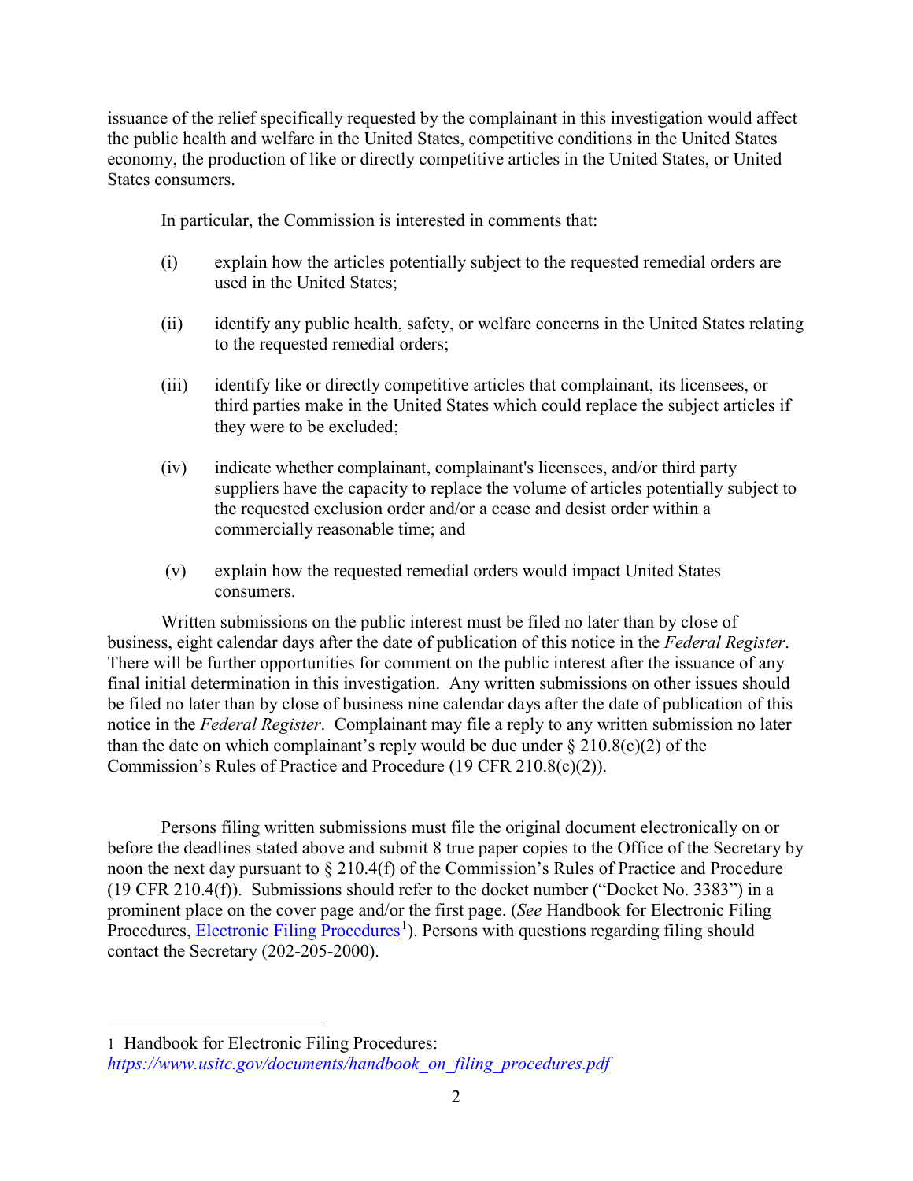issuance of the relief specifically requested by the complainant in this investigation would affect the public health and welfare in the United States, competitive conditions in the United States economy, the production of like or directly competitive articles in the United States, or United States consumers.

In particular, the Commission is interested in comments that:

(i) explain how the articles potentially subject to the requested remedial orders are used in the United States;

(ii) identify any public health, safety, or welfare concerns in the United States relating to the requested remedial orders;

(iii) identify like or directly competitive articles that complainant, its licensees, or third parties make in the United States which could replace the subject articles if they were to be excluded;

(iv) indicate whether complainant, complainant's licensees, and/or third party suppliers have the capacity to replace the volume of articles potentially subject to the requested exclusion order and/or a cease and desist order within a commercially reasonable time; and

(v) explain how the requested remedial orders would impact United States consumers.

Written submissions on the public interest must be filed no later than by close of business, eight calendar days after the date of publication of this notice in the *Federal Register*. There will be further opportunities for comment on the public interest after the issuance of any final initial determination in this investigation. Any written submissions on other issues should be filed no later than by close of business nine calendar days after the date of publication of this notice in the *Federal Register*. Complainant may file a reply to any written submission no later than the date on which complainant's reply would be due under § 210.8(c)(2) of the Commission's Rules of Practice and Procedure (19 CFR 210.8(c)(2)).

Persons filing written submissions must file the original document electronically on or before the deadlines stated above and submit 8 true paper copies to the Office of the Secretary by noon the next day pursuant to § 210.4(f) of the Commission's Rules of Practice and Procedure (19 CFR 210.4(f)). Submissions should refer to the docket number ("Docket No. 3383") in a prominent place on the cover page and/or the first page. (*See* Handbook for Electronic Filing Procedures, [Electronic Filing Procedures][1]). Persons with questions regarding filing should contact the Secretary (202-205-2000).

---

[1] Handbook for Electronic Filing Procedures: *https://www.usitc.gov/documents/handbook_on_filing_procedures.pdf*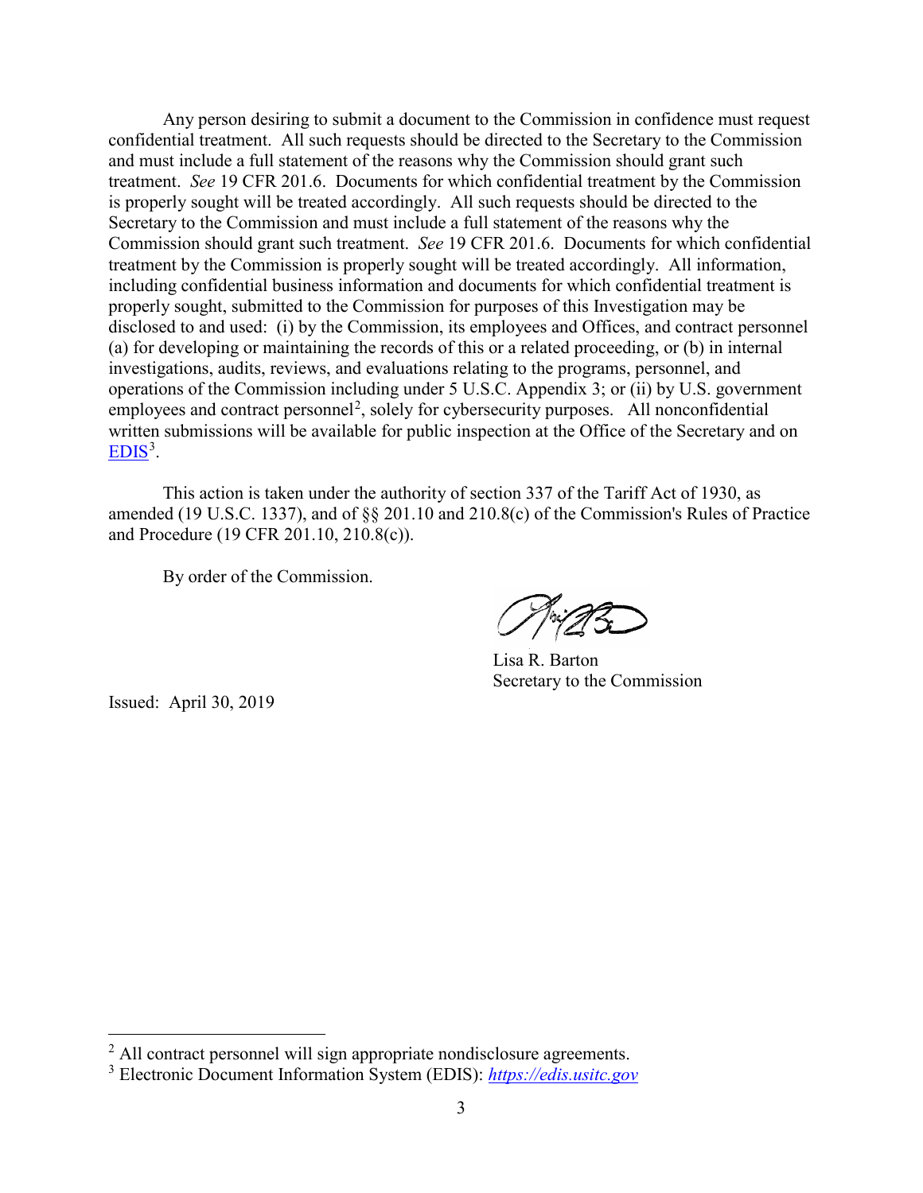Any person desiring to submit a document to the Commission in confidence must request confidential treatment. All such requests should be directed to the Secretary to the Commission and must include a full statement of the reasons why the Commission should grant such treatment. *See* 19 CFR 201.6. Documents for which confidential treatment by the Commission is properly sought will be treated accordingly. All such requests should be directed to the Secretary to the Commission and must include a full statement of the reasons why the Commission should grant such treatment. *See* 19 CFR 201.6. Documents for which confidential treatment by the Commission is properly sought will be treated accordingly. All information, including confidential business information and documents for which confidential treatment is properly sought, submitted to the Commission for purposes of this Investigation may be disclosed to and used: (i) by the Commission, its employees and Offices, and contract personnel (a) for developing or maintaining the records of this or a related proceeding, or (b) in internal investigations, audits, reviews, and evaluations relating to the programs, personnel, and operations of the Commission including under 5 U.S.C. Appendix 3; or (ii) by U.S. government employees and contract personnel[2], solely for cybersecurity purposes. All nonconfidential written submissions will be available for public inspection at the Office of the Secretary and on EDIS[3].

This action is taken under the authority of section 337 of the Tariff Act of 1930, as amended (19 U.S.C. 1337), and of §§ 201.10 and 210.8(c) of the Commission's Rules of Practice and Procedure (19 CFR 201.10, 210.8(c)).

By order of the Commission.

Lisa R. Barton
Secretary to the Commission

Issued: April 30, 2019

---

[2] All contract personnel will sign appropriate nondisclosure agreements.

[3] Electronic Document Information System (EDIS): *https://edis.usitc.gov*